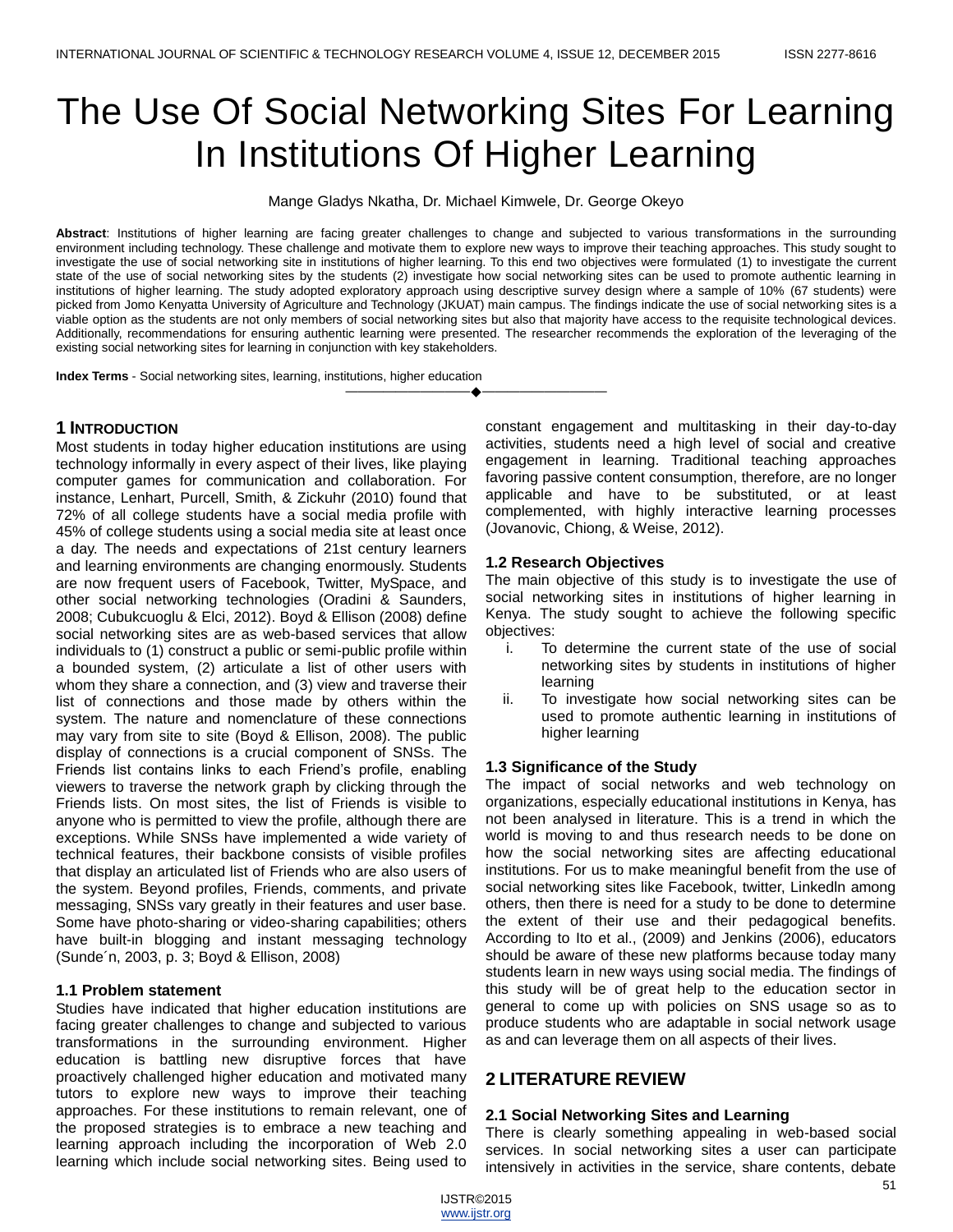# The Use Of Social Networking Sites For Learning In Institutions Of Higher Learning

Mange Gladys Nkatha, Dr. Michael Kimwele, Dr. George Okeyo

**Abstract**: Institutions of higher learning are facing greater challenges to change and subjected to various transformations in the surrounding environment including technology. These challenge and motivate them to explore new ways to improve their teaching approaches. This study sought to investigate the use of social networking site in institutions of higher learning. To this end two objectives were formulated (1) to investigate the current state of the use of social networking sites by the students (2) investigate how social networking sites can be used to promote authentic learning in institutions of higher learning. The study adopted exploratory approach using descriptive survey design where a sample of 10% (67 students) were picked from Jomo Kenyatta University of Agriculture and Technology (JKUAT) main campus. The findings indicate the use of social networking sites is a viable option as the students are not only members of social networking sites but also that majority have access to the requisite technological devices. Additionally, recommendations for ensuring authentic learning were presented. The researcher recommends the exploration of the leveraging of the existing social networking sites for learning in conjunction with key stakeholders.

**Index Terms** - Social networking sites, learning, institutions, higher education

## 1 Introduction

Most students in today higher education institutions are using technology informally in every aspect of their lives, like playing computer games for communication and collaboration. For instance, Lenhart, Purcell, Smith, & Zickuhr (2010) found that 72% of all college students have a social media profile with 45% of college students using a social media site at least once a day. The needs and expectations of 21st century learners and learning environments are changing enormously. Students are now frequent users of Facebook, Twitter, MySpace, and other social networking technologies (Oradini & Saunders, 2008; Cubukcuoglu & Elci, 2012). Boyd & Ellison (2008) define social networking sites are as web-based services that allow individuals to (1) construct a public or semi-public profile within a bounded system, (2) articulate a list of other users with whom they share a connection, and (3) view and traverse their list of connections and those made by others within the system. The nature and nomenclature of these connections may vary from site to site (Boyd & Ellison, 2008). The public display of connections is a crucial component of SNSs. The Friends list contains links to each Friend's profile, enabling viewers to traverse the network graph by clicking through the Friends lists. On most sites, the list of Friends is visible to anyone who is permitted to view the profile, although there are exceptions. While SNSs have implemented a wide variety of technical features, their backbone consists of visible profiles that display an articulated list of Friends who are also users of the system. Beyond profiles, Friends, comments, and private messaging, SNSs vary greatly in their features and user base. Some have photo-sharing or video-sharing capabilities; others have built-in blogging and instant messaging technology (Sunde´n, 2003, p. 3; Boyd & Ellison, 2008)

### 1.1 Problem statement

Studies have indicated that higher education institutions are facing greater challenges to change and subjected to various transformations in the surrounding environment. Higher education is battling new disruptive forces that have proactively challenged higher education and motivated many tutors to explore new ways to improve their teaching approaches. For these institutions to remain relevant, one of the proposed strategies is to embrace a new teaching and learning approach including the incorporation of Web 2.0 learning which include social networking sites. Being used to constant engagement and multitasking in their day-to-day activities, students need a high level of social and creative engagement in learning. Traditional teaching approaches favoring passive content consumption, therefore, are no longer applicable and have to be substituted, or at least complemented, with highly interactive learning processes (Jovanovic, Chiong, & Weise, 2012).

### 1.2 Research Objectives

The main objective of this study is to investigate the use of social networking sites in institutions of higher learning in Kenya. The study sought to achieve the following specific objectives:

1. To determine the current state of the use of social networking sites by students in institutions of higher learning
2. To investigate how social networking sites can be used to promote authentic learning in institutions of higher learning

### 1.3 Significance of the Study

The impact of social networks and web technology on organizations, especially educational institutions in Kenya, has not been analysed in literature. This is a trend in which the world is moving to and thus research needs to be done on how the social networking sites are affecting educational institutions. For us to make meaningful benefit from the use of social networking sites like Facebook, twitter, Linkedln among others, then there is need for a study to be done to determine the extent of their use and their pedagogical benefits. According to Ito et al., (2009) and Jenkins (2006), educators should be aware of these new platforms because today many students learn in new ways using social media. The findings of this study will be of great help to the education sector in general to come up with policies on SNS usage so as to produce students who are adaptable in social network usage as and can leverage them on all aspects of their lives.

## 2 Literature Review

### 2.1 Social Networking Sites and Learning

There is clearly something appealing in web-based social services. In social networking sites a user can participate intensively in activities in the service, share contents, debate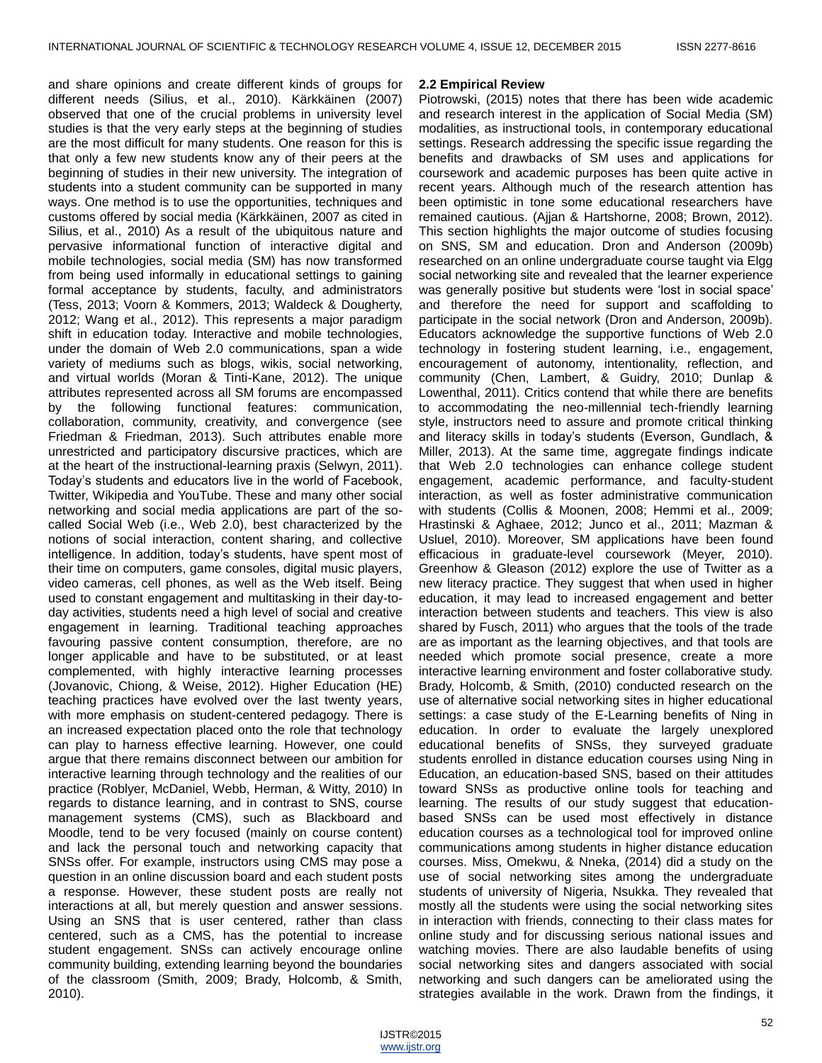and share opinions and create different kinds of groups for different needs (Silius, et al., 2010). Kärkkäinen (2007) observed that one of the crucial problems in university level studies is that the very early steps at the beginning of studies are the most difficult for many students. One reason for this is that only a few new students know any of their peers at the beginning of studies in their new university. The integration of students into a student community can be supported in many ways. One method is to use the opportunities, techniques and customs offered by social media (Kärkkäinen, 2007 as cited in Silius, et al., 2010) As a result of the ubiquitous nature and pervasive informational function of interactive digital and mobile technologies, social media (SM) has now transformed from being used informally in educational settings to gaining formal acceptance by students, faculty, and administrators (Tess, 2013; Voorn & Kommers, 2013; Waldeck & Dougherty, 2012; Wang et al., 2012). This represents a major paradigm shift in education today. Interactive and mobile technologies, under the domain of Web 2.0 communications, span a wide variety of mediums such as blogs, wikis, social networking, and virtual worlds (Moran & Tinti-Kane, 2012). The unique attributes represented across all SM forums are encompassed by the following functional features: communication, collaboration, community, creativity, and convergence (see Friedman & Friedman, 2013). Such attributes enable more unrestricted and participatory discursive practices, which are at the heart of the instructional-learning praxis (Selwyn, 2011). Today's students and educators live in the world of Facebook, Twitter, Wikipedia and YouTube. These and many other social networking and social media applications are part of the so-called Social Web (i.e., Web 2.0), best characterized by the notions of social interaction, content sharing, and collective intelligence. In addition, today's students, have spent most of their time on computers, game consoles, digital music players, video cameras, cell phones, as well as the Web itself. Being used to constant engagement and multitasking in their day-to-day activities, students need a high level of social and creative engagement in learning. Traditional teaching approaches favouring passive content consumption, therefore, are no longer applicable and have to be substituted, or at least complemented, with highly interactive learning processes (Jovanovic, Chiong, & Weise, 2012). Higher Education (HE) teaching practices have evolved over the last twenty years, with more emphasis on student-centered pedagogy. There is an increased expectation placed onto the role that technology can play to harness effective learning. However, one could argue that there remains disconnect between our ambition for interactive learning through technology and the realities of our practice (Roblyer, McDaniel, Webb, Herman, & Witty, 2010) In regards to distance learning, and in contrast to SNS, course management systems (CMS), such as Blackboard and Moodle, tend to be very focused (mainly on course content) and lack the personal touch and networking capacity that SNSs offer. For example, instructors using CMS may pose a question in an online discussion board and each student posts a response. However, these student posts are really not interactions at all, but merely question and answer sessions. Using an SNS that is user centered, rather than class centered, such as a CMS, has the potential to increase student engagement. SNSs can actively encourage online community building, extending learning beyond the boundaries of the classroom (Smith, 2009; Brady, Holcomb, & Smith, 2010).

### 2.2 Empirical Review

Piotrowski, (2015) notes that there has been wide academic and research interest in the application of Social Media (SM) modalities, as instructional tools, in contemporary educational settings. Research addressing the specific issue regarding the benefits and drawbacks of SM uses and applications for coursework and academic purposes has been quite active in recent years. Although much of the research attention has been optimistic in tone some educational researchers have remained cautious. (Ajjan & Hartshorne, 2008; Brown, 2012). This section highlights the major outcome of studies focusing on SNS, SM and education. Dron and Anderson (2009b) researched on an online undergraduate course taught via Elgg social networking site and revealed that the learner experience was generally positive but students were 'lost in social space' and therefore the need for support and scaffolding to participate in the social network (Dron and Anderson, 2009b). Educators acknowledge the supportive functions of Web 2.0 technology in fostering student learning, i.e., engagement, encouragement of autonomy, intentionality, reflection, and community (Chen, Lambert, & Guidry, 2010; Dunlap & Lowenthal, 2011). Critics contend that while there are benefits to accommodating the neo-millennial tech-friendly learning style, instructors need to assure and promote critical thinking and literacy skills in today's students (Everson, Gundlach, & Miller, 2013). At the same time, aggregate findings indicate that Web 2.0 technologies can enhance college student engagement, academic performance, and faculty-student interaction, as well as foster administrative communication with students (Collis & Moonen, 2008; Hemmi et al., 2009; Hrastinski & Aghaee, 2012; Junco et al., 2011; Mazman & Usluel, 2010). Moreover, SM applications have been found efficacious in graduate-level coursework (Meyer, 2010). Greenhow & Gleason (2012) explore the use of Twitter as a new literacy practice. They suggest that when used in higher education, it may lead to increased engagement and better interaction between students and teachers. This view is also shared by Fusch, 2011) who argues that the tools of the trade are as important as the learning objectives, and that tools are needed which promote social presence, create a more interactive learning environment and foster collaborative study. Brady, Holcomb, & Smith, (2010) conducted research on the use of alternative social networking sites in higher educational settings: a case study of the E-Learning benefits of Ning in education. In order to evaluate the largely unexplored educational benefits of SNSs, they surveyed graduate students enrolled in distance education courses using Ning in Education, an education-based SNS, based on their attitudes toward SNSs as productive online tools for teaching and learning. The results of our study suggest that education-based SNSs can be used most effectively in distance education courses as a technological tool for improved online communications among students in higher distance education courses. Miss, Omekwu, & Nneka, (2014) did a study on the use of social networking sites among the undergraduate students of university of Nigeria, Nsukka. They revealed that mostly all the students were using the social networking sites in interaction with friends, connecting to their class mates for online study and for discussing serious national issues and watching movies. There are also laudable benefits of using social networking sites and dangers associated with social networking and such dangers can be ameliorated using the strategies available in the work. Drawn from the findings, it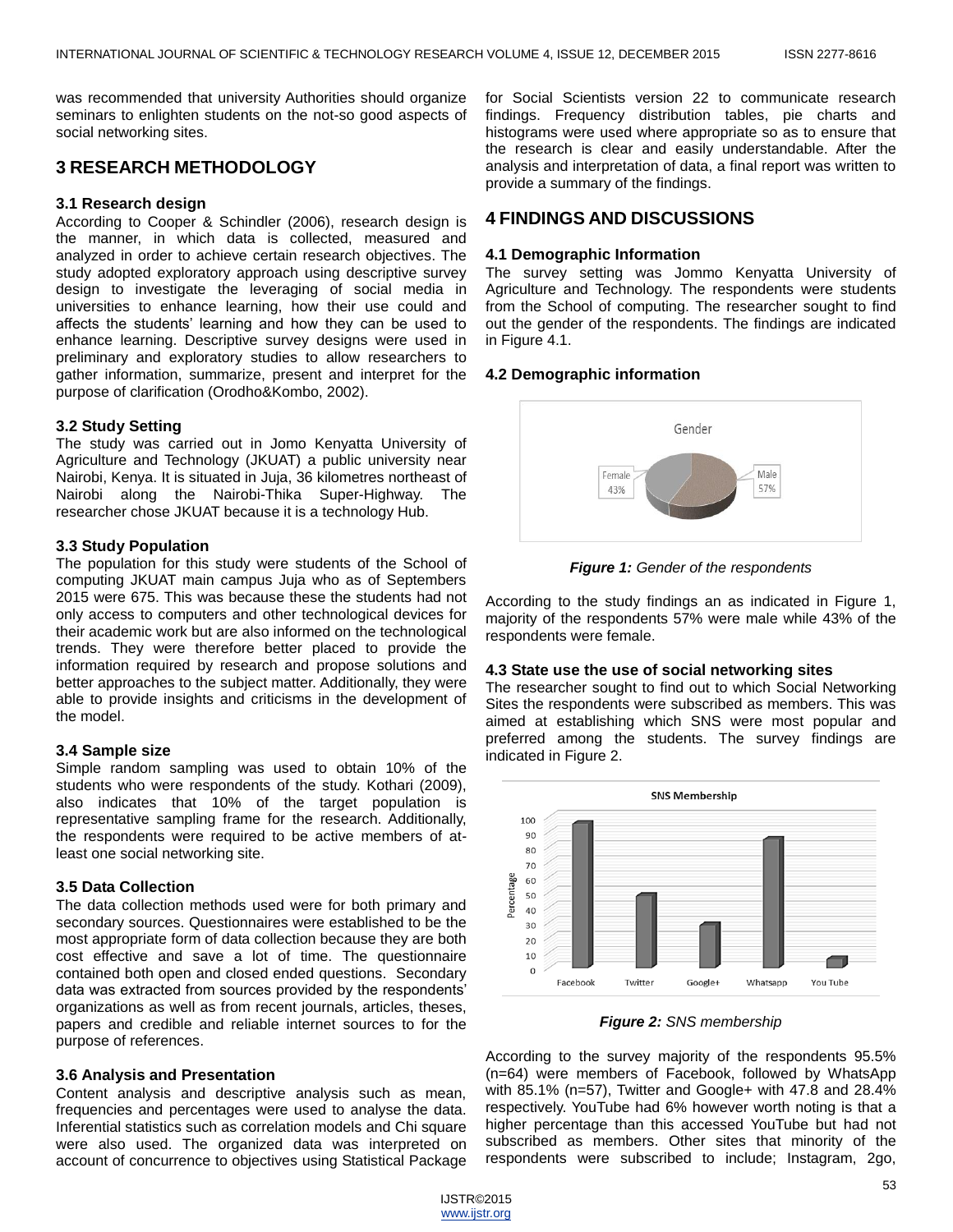was recommended that university Authorities should organize seminars to enlighten students on the not-so good aspects of social networking sites.

## 3 RESEARCH METHODOLOGY

### 3.1 Research design

According to Cooper & Schindler (2006), research design is the manner, in which data is collected, measured and analyzed in order to achieve certain research objectives. The study adopted exploratory approach using descriptive survey design to investigate the leveraging of social media in universities to enhance learning, how their use could and affects the students' learning and how they can be used to enhance learning. Descriptive survey designs were used in preliminary and exploratory studies to allow researchers to gather information, summarize, present and interpret for the purpose of clarification (Orodho&Kombo, 2002).

### 3.2 Study Setting

The study was carried out in Jomo Kenyatta University of Agriculture and Technology (JKUAT) a public university near Nairobi, Kenya. It is situated in Juja, 36 kilometres northeast of Nairobi along the Nairobi-Thika Super-Highway. The researcher chose JKUAT because it is a technology Hub.

### 3.3 Study Population

The population for this study were students of the School of computing JKUAT main campus Juja who as of Septembers 2015 were 675. This was because these the students had not only access to computers and other technological devices for their academic work but are also informed on the technological trends. They were therefore better placed to provide the information required by research and propose solutions and better approaches to the subject matter. Additionally, they were able to provide insights and criticisms in the development of the model.

### 3.4 Sample size

Simple random sampling was used to obtain 10% of the students who were respondents of the study. Kothari (2009), also indicates that 10% of the target population is representative sampling frame for the research. Additionally, the respondents were required to be active members of at-least one social networking site.

### 3.5 Data Collection

The data collection methods used were for both primary and secondary sources. Questionnaires were established to be the most appropriate form of data collection because they are both cost effective and save a lot of time. The questionnaire contained both open and closed ended questions. Secondary data was extracted from sources provided by the respondents' organizations as well as from recent journals, articles, theses, papers and credible and reliable internet sources to for the purpose of references.

### 3.6 Analysis and Presentation

Content analysis and descriptive analysis such as mean, frequencies and percentages were used to analyse the data. Inferential statistics such as correlation models and Chi square were also used. The organized data was interpreted on account of concurrence to objectives using Statistical Package for Social Scientists version 22 to communicate research findings. Frequency distribution tables, pie charts and histograms were used where appropriate so as to ensure that the research is clear and easily understandable. After the analysis and interpretation of data, a final report was written to provide a summary of the findings.

## 4 FINDINGS AND DISCUSSIONS

### 4.1 Demographic Information

The survey setting was Jommo Kenyatta University of Agriculture and Technology. The respondents were students from the School of computing. The researcher sought to find out the gender of the respondents. The findings are indicated in Figure 4.1.

### 4.2 Demographic information

Gender

Female 43%

Male 57%

***Figure 1:*** *Gender of the respondents*

According to the study findings an as indicated in Figure 1, majority of the respondents 57% were male while 43% of the respondents were female.

### 4.3 State use the use of social networking sites

The researcher sought to find out to which Social Networking Sites the respondents were subscribed as members. This was aimed at establishing which SNS were most popular and preferred among the students. The survey findings are indicated in Figure 2.

SNS Membership

***Figure 2:*** *SNS membership*

According to the survey majority of the respondents 95.5% (n=64) were members of Facebook, followed by WhatsApp with 85.1% (n=57), Twitter and Google+ with 47.8 and 28.4% respectively. YouTube had 6% however worth noting is that a higher percentage than this accessed YouTube but had not subscribed as members. Other sites that minority of the respondents were subscribed to include; Instagram, 2go,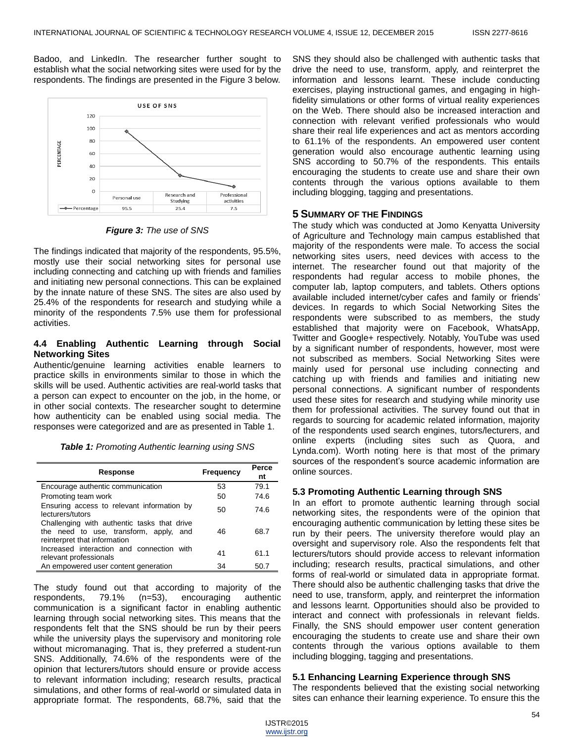Badoo, and LinkedIn. The researcher further sought to establish what the social networking sites were used for by the respondents. The findings are presented in the Figure 3 below.

*Figure 3: The use of SNS*

The findings indicated that majority of the respondents, 95.5%, mostly use their social networking sites for personal use including connecting and catching up with friends and families and initiating new personal connections. This can be explained by the innate nature of these SNS. The sites are also used by 25.4% of the respondents for research and studying while a minority of the respondents 7.5% use them for professional activities.

### 4.4 Enabling Authentic Learning through Social Networking Sites

Authentic/genuine learning activities enable learners to practice skills in environments similar to those in which the skills will be used. Authentic activities are real-world tasks that a person can expect to encounter on the job, in the home, or in other social contexts. The researcher sought to determine how authenticity can be enabled using social media. The responses were categorized and are as presented in Table 1.

***Table 1:** Promoting Authentic learning using SNS*

| Response | Frequency | Percent |
|---|---|---|
| Encourage authentic communication | 53 | 79.1 |
| Promoting team work | 50 | 74.6 |
| Ensuring access to relevant information by lecturers/tutors | 50 | 74.6 |
| Challenging with authentic tasks that drive the need to use, transform, apply, and reinterpret that information | 46 | 68.7 |
| Increased interaction and connection with relevant professionals | 41 | 61.1 |
| An empowered user content generation | 34 | 50.7 |

The study found out that according to majority of the respondents, 79.1% (n=53), encouraging authentic communication is a significant factor in enabling authentic learning through social networking sites. This means that the respondents felt that the SNS should be run by their peers while the university plays the supervisory and monitoring role without micromanaging. That is, they preferred a student-run SNS. Additionally, 74.6% of the respondents were of the opinion that lecturers/tutors should ensure or provide access to relevant information including; research results, practical simulations, and other forms of real-world or simulated data in appropriate format. The respondents, 68.7%, said that the SNS they should also be challenged with authentic tasks that drive the need to use, transform, apply, and reinterpret the information and lessons learnt. These include conducting exercises, playing instructional games, and engaging in high-fidelity simulations or other forms of virtual reality experiences on the Web. There should also be increased interaction and connection with relevant verified professionals who would share their real life experiences and act as mentors according to 61.1% of the respondents. An empowered user content generation would also encourage authentic learning using SNS according to 50.7% of the respondents. This entails encouraging the students to create use and share their own contents through the various options available to them including blogging, tagging and presentations.

## 5 Summary of the Findings

The study which was conducted at Jomo Kenyatta University of Agriculture and Technology main campus established that majority of the respondents were male. To access the social networking sites users, need devices with access to the internet. The researcher found out that majority of the respondents had regular access to mobile phones, the computer lab, laptop computers, and tablets. Others options available included internet/cyber cafes and family or friends' devices. In regards to which Social Networking Sites the respondents were subscribed to as members, the study established that majority were on Facebook, WhatsApp, Twitter and Google+ respectively. Notably, YouTube was used by a significant number of respondents, however, most were not subscribed as members. Social Networking Sites were mainly used for personal use including connecting and catching up with friends and families and initiating new personal connections. A significant number of respondents used these sites for research and studying while minority use them for professional activities. The survey found out that in regards to sourcing for academic related information, majority of the respondents used search engines, tutors/lecturers, and online experts (including sites such as Quora, and Lynda.com). Worth noting here is that most of the primary sources of the respondent's source academic information are online sources.

### 5.3 Promoting Authentic Learning through SNS

In an effort to promote authentic learning through social networking sites, the respondents were of the opinion that encouraging authentic communication by letting these sites be run by their peers. The university therefore would play an oversight and supervisory role. Also the respondents felt that lecturers/tutors should provide access to relevant information including; research results, practical simulations, and other forms of real-world or simulated data in appropriate format. There should also be authentic challenging tasks that drive the need to use, transform, apply, and reinterpret the information and lessons learnt. Opportunities should also be provided to interact and connect with professionals in relevant fields. Finally, the SNS should empower user content generation encouraging the students to create use and share their own contents through the various options available to them including blogging, tagging and presentations.

### 5.1 Enhancing Learning Experience through SNS

The respondents believed that the existing social networking sites can enhance their learning experience. To ensure this the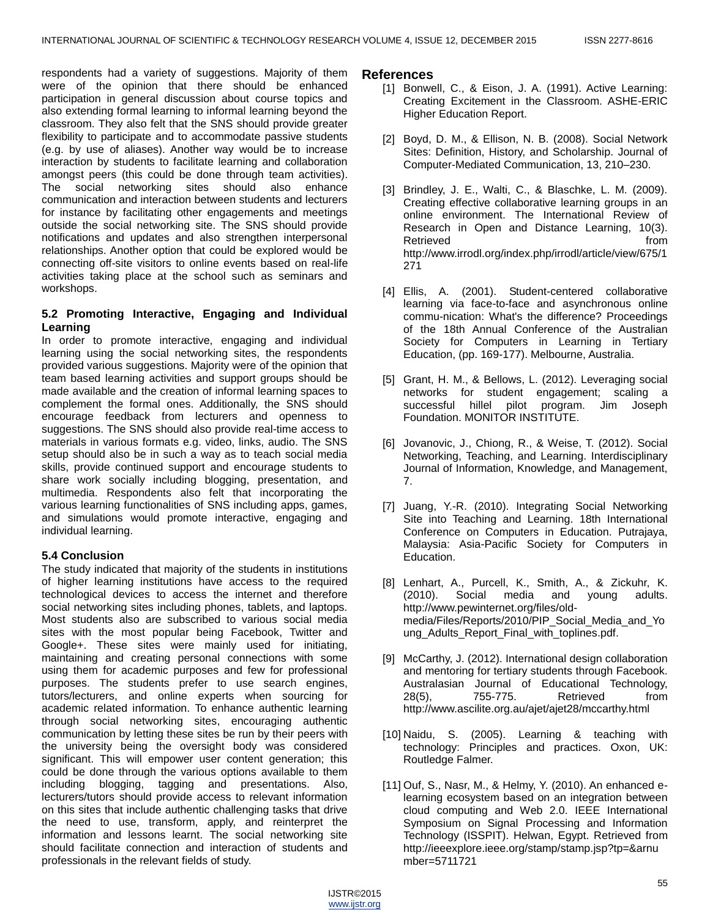respondents had a variety of suggestions. Majority of them were of the opinion that there should be enhanced participation in general discussion about course topics and also extending formal learning to informal learning beyond the classroom. They also felt that the SNS should provide greater flexibility to participate and to accommodate passive students (e.g. by use of aliases). Another way would be to increase interaction by students to facilitate learning and collaboration amongst peers (this could be done through team activities). The social networking sites should also enhance communication and interaction between students and lecturers for instance by facilitating other engagements and meetings outside the social networking site. The SNS should provide notifications and updates and also strengthen interpersonal relationships. Another option that could be explored would be connecting off-site visitors to online events based on real-life activities taking place at the school such as seminars and workshops.

### 5.2 Promoting Interactive, Engaging and Individual Learning

In order to promote interactive, engaging and individual learning using the social networking sites, the respondents provided various suggestions. Majority were of the opinion that team based learning activities and support groups should be made available and the creation of informal learning spaces to complement the formal ones. Additionally, the SNS should encourage feedback from lecturers and openness to suggestions. The SNS should also provide real-time access to materials in various formats e.g. video, links, audio. The SNS setup should also be in such a way as to teach social media skills, provide continued support and encourage students to share work socially including blogging, presentation, and multimedia. Respondents also felt that incorporating the various learning functionalities of SNS including apps, games, and simulations would promote interactive, engaging and individual learning.

### 5.4 Conclusion

The study indicated that majority of the students in institutions of higher learning institutions have access to the required technological devices to access the internet and therefore social networking sites including phones, tablets, and laptops. Most students also are subscribed to various social media sites with the most popular being Facebook, Twitter and Google+. These sites were mainly used for initiating, maintaining and creating personal connections with some using them for academic purposes and few for professional purposes. The students prefer to use search engines, tutors/lecturers, and online experts when sourcing for academic related information. To enhance authentic learning through social networking sites, encouraging authentic communication by letting these sites be run by their peers with the university being the oversight body was considered significant. This will empower user content generation; this could be done through the various options available to them including blogging, tagging and presentations. Also, lecturers/tutors should provide access to relevant information on this sites that include authentic challenging tasks that drive the need to use, transform, apply, and reinterpret the information and lessons learnt. The social networking site should facilitate connection and interaction of students and professionals in the relevant fields of study.

## References

[1] Bonwell, C., & Eison, J. A. (1991). Active Learning: Creating Excitement in the Classroom. ASHE-ERIC Higher Education Report.

[2] Boyd, D. M., & Ellison, N. B. (2008). Social Network Sites: Definition, History, and Scholarship. Journal of Computer-Mediated Communication, 13, 210–230.

[3] Brindley, J. E., Walti, C., & Blaschke, L. M. (2009). Creating effective collaborative learning groups in an online environment. The International Review of Research in Open and Distance Learning, 10(3). Retrieved from http://www.irrodl.org/index.php/irrodl/article/view/675/1271

[4] Ellis, A. (2001). Student-centered collaborative learning via face-to-face and asynchronous online commu-nication: What's the difference? Proceedings of the 18th Annual Conference of the Australian Society for Computers in Learning in Tertiary Education, (pp. 169-177). Melbourne, Australia.

[5] Grant, H. M., & Bellows, L. (2012). Leveraging social networks for student engagement; scaling a successful hillel pilot program. Jim Joseph Foundation. MONITOR INSTITUTE.

[6] Jovanovic, J., Chiong, R., & Weise, T. (2012). Social Networking, Teaching, and Learning. Interdisciplinary Journal of Information, Knowledge, and Management, 7.

[7] Juang, Y.-R. (2010). Integrating Social Networking Site into Teaching and Learning. 18th International Conference on Computers in Education. Putrajaya, Malaysia: Asia-Pacific Society for Computers in Education.

[8] Lenhart, A., Purcell, K., Smith, A., & Zickuhr, K. (2010). Social media and young adults. http://www.pewinternet.org/files/old-media/Files/Reports/2010/PIP_Social_Media_and_Young_Adults_Report_Final_with_toplines.pdf.

[9] McCarthy, J. (2012). International design collaboration and mentoring for tertiary students through Facebook. Australasian Journal of Educational Technology, 28(5), 755-775. Retrieved from http://www.ascilite.org.au/ajet/ajet28/mccarthy.html

[10] Naidu, S. (2005). Learning & teaching with technology: Principles and practices. Oxon, UK: Routledge Falmer.

[11] Ouf, S., Nasr, M., & Helmy, Y. (2010). An enhanced e-learning ecosystem based on an integration between cloud computing and Web 2.0. IEEE International Symposium on Signal Processing and Information Technology (ISSPIT). Helwan, Egypt. Retrieved from http://ieeexplore.ieee.org/stamp/stamp.jsp?tp=&arnumber=5711721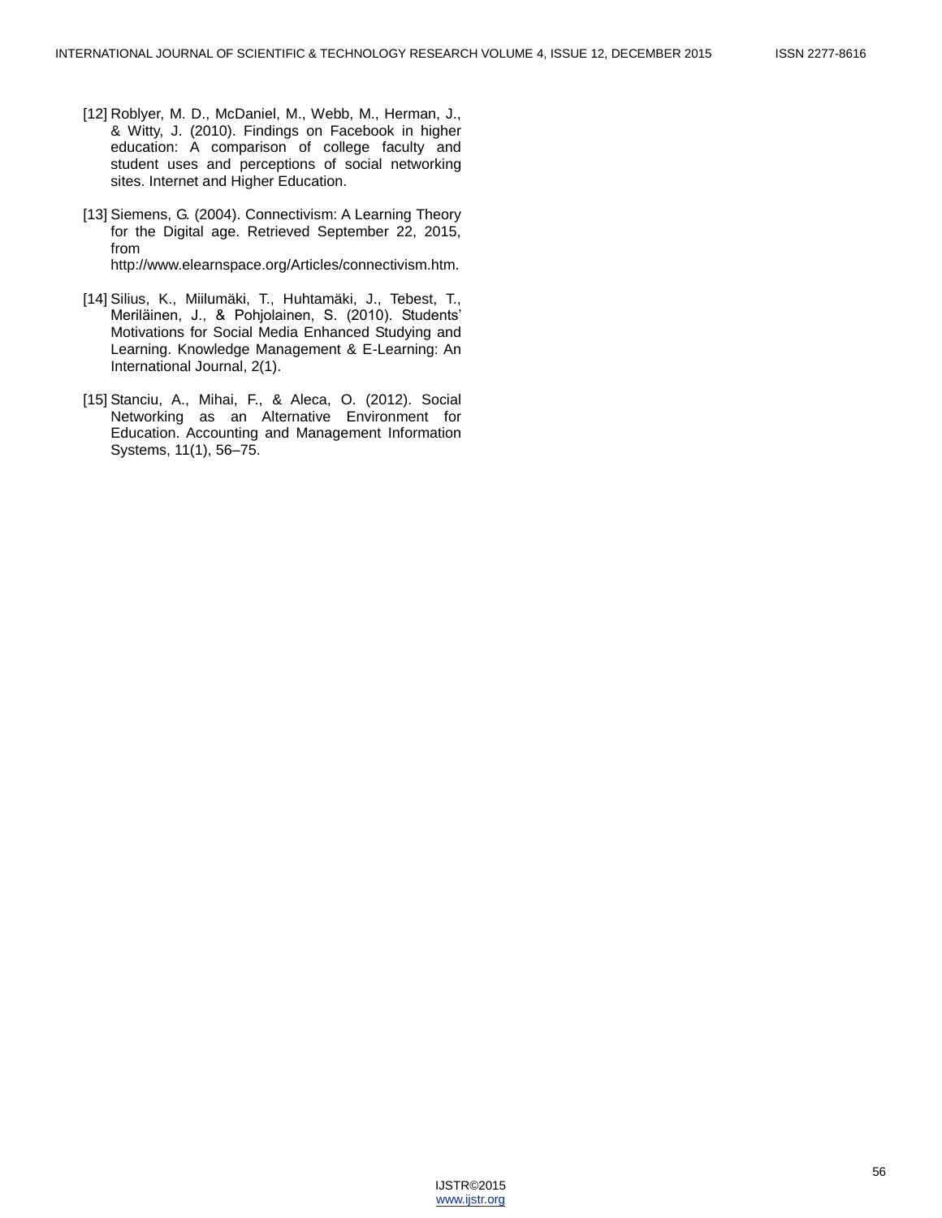[12] Roblyer, M. D., McDaniel, M., Webb, M., Herman, J., & Witty, J. (2010). Findings on Facebook in higher education: A comparison of college faculty and student uses and perceptions of social networking sites. Internet and Higher Education.

[13] Siemens, G. (2004). Connectivism: A Learning Theory for the Digital age. Retrieved September 22, 2015, from http://www.elearnspace.org/Articles/connectivism.htm.

[14] Silius, K., Miilumäki, T., Huhtamäki, J., Tebest, T., Meriläinen, J., & Pohjolainen, S. (2010). Students' Motivations for Social Media Enhanced Studying and Learning. Knowledge Management & E-Learning: An International Journal, 2(1).

[15] Stanciu, A., Mihai, F., & Aleca, O. (2012). Social Networking as an Alternative Environment for Education. Accounting and Management Information Systems, 11(1), 56–75.